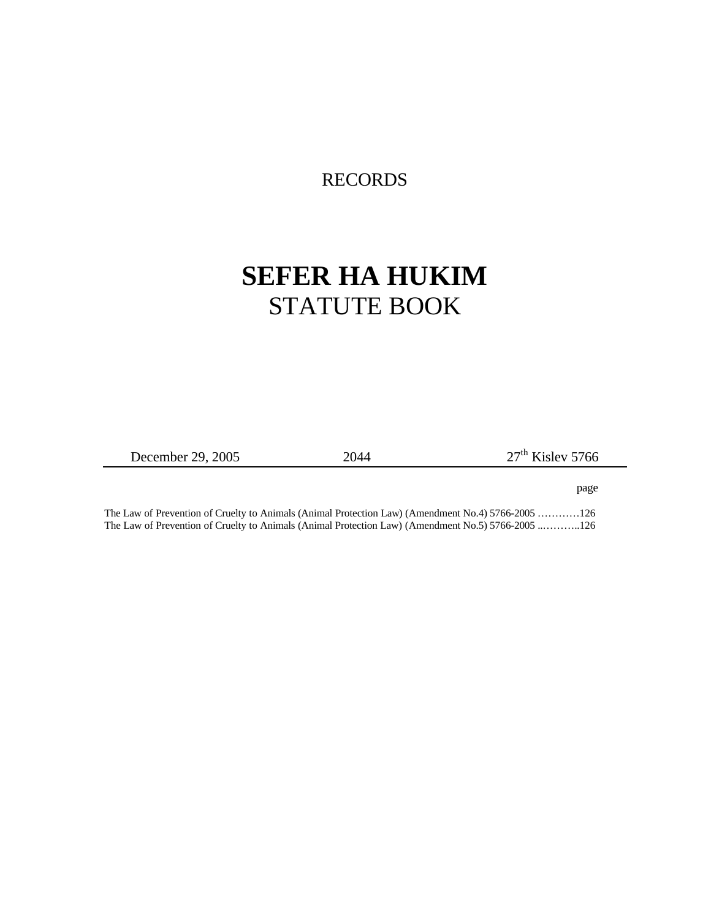RECORDS

# SEFER HA HUKIM

## STATUTE BOOK

| December 29, 2005 | 2044 | 27th Kislev 5766 |
|---|---|---|

page

The Law of Prevention of Cruelty to Animals (Animal Protection Law) (Amendment No.4) 5766-2005 …………126

The Law of Prevention of Cruelty to Animals (Animal Protection Law) (Amendment No.5) 5766-2005 ...………..126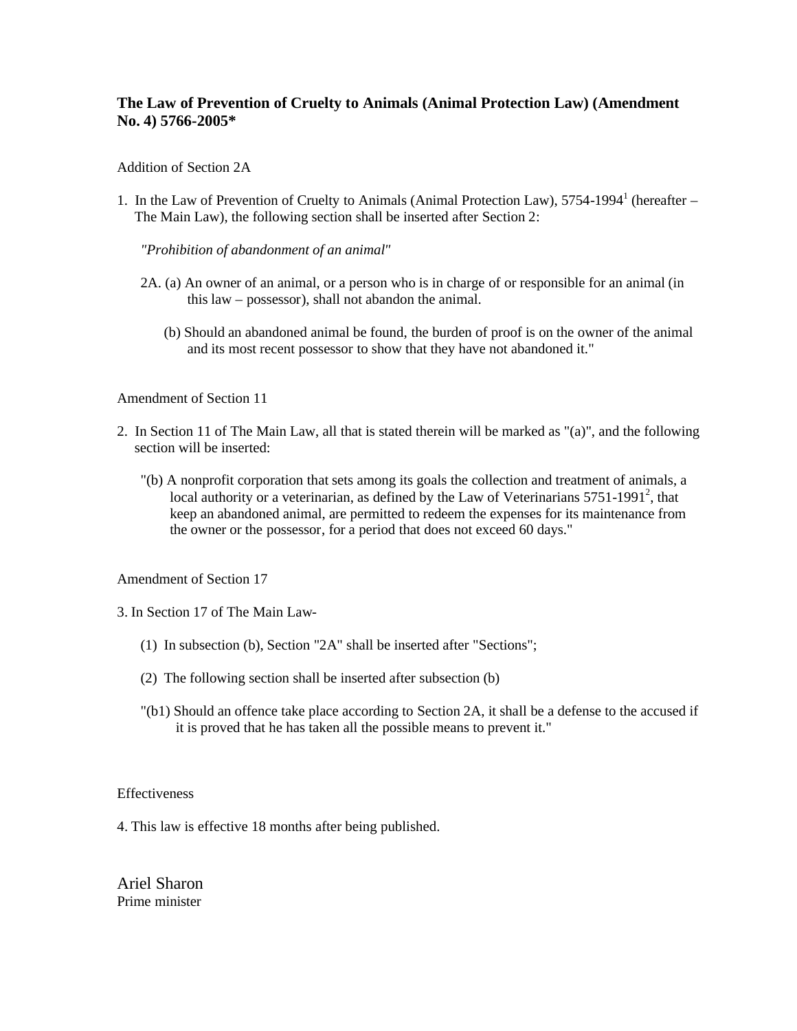## The Law of Prevention of Cruelty to Animals (Animal Protection Law) (Amendment No. 4) 5766-2005*

Addition of Section 2A

1. In the Law of Prevention of Cruelty to Animals (Animal Protection Law), 5754-1994[1] (hereafter – The Main Law), the following section shall be inserted after Section 2:

   *"Prohibition of abandonment of an animal"*

   2A. (a) An owner of an animal, or a person who is in charge of or responsible for an animal (in this law – possessor), shall not abandon the animal.

   (b) Should an abandoned animal be found, the burden of proof is on the owner of the animal and its most recent possessor to show that they have not abandoned it."

Amendment of Section 11

2. In Section 11 of The Main Law, all that is stated therein will be marked as "(a)", and the following section will be inserted:

   "(b) A nonprofit corporation that sets among its goals the collection and treatment of animals, a local authority or a veterinarian, as defined by the Law of Veterinarians 5751-1991[2], that keep an abandoned animal, are permitted to redeem the expenses for its maintenance from the owner or the possessor, for a period that does not exceed 60 days."

Amendment of Section 17

3. In Section 17 of The Main Law-

   (1) In subsection (b), Section "2A" shall be inserted after "Sections";

   (2) The following section shall be inserted after subsection (b)

   "(b1) Should an offence take place according to Section 2A, it shall be a defense to the accused if it is proved that he has taken all the possible means to prevent it."

Effectiveness

4. This law is effective 18 months after being published.

Ariel Sharon
Prime minister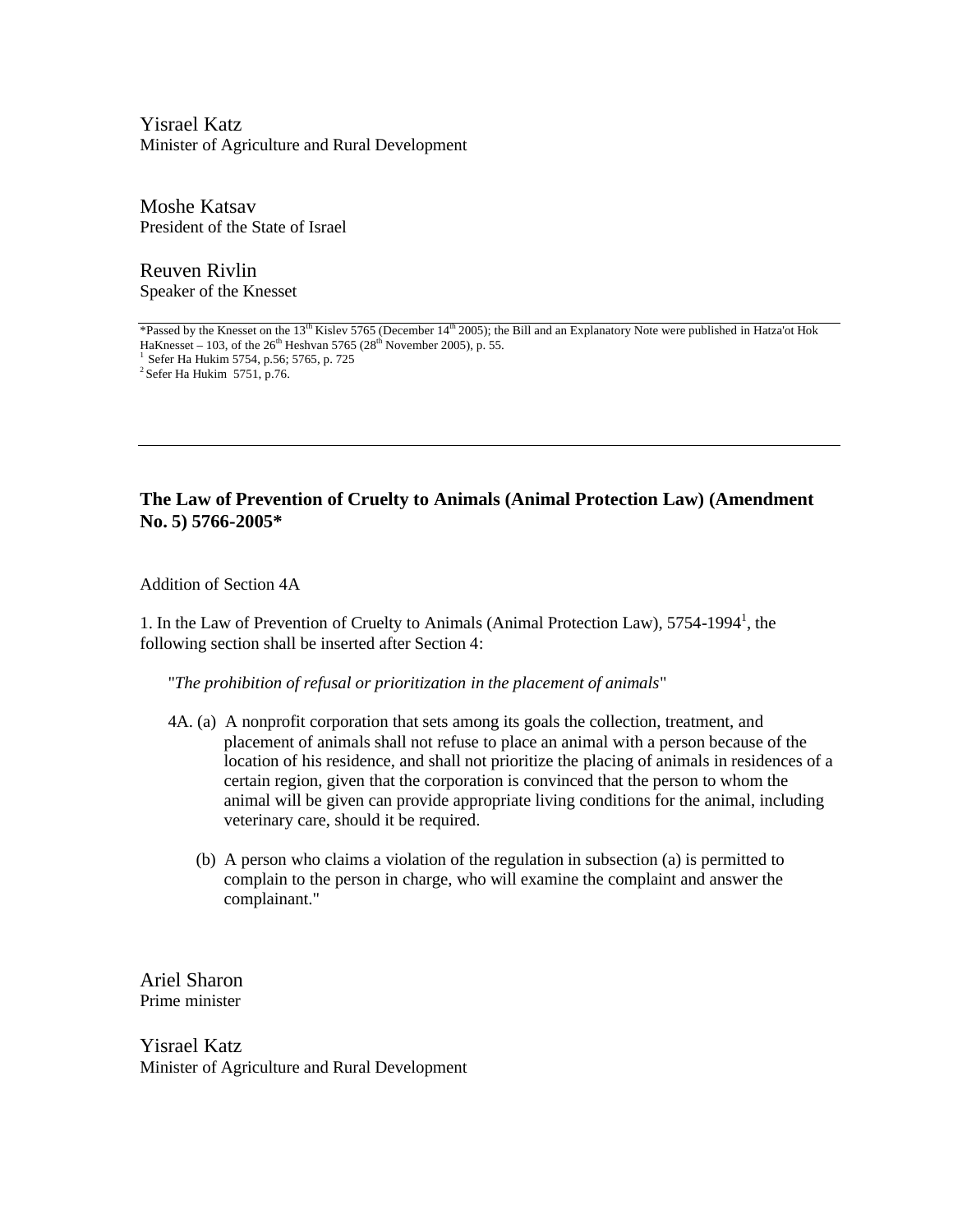Yisrael Katz
Minister of Agriculture and Rural Development

Moshe Katsav
President of the State of Israel

Reuven Rivlin
Speaker of the Knesset

---

*Passed by the Knesset on the 13th Kislev 5765 (December 14th 2005); the Bill and an Explanatory Note were published in Hatza'ot Hok HaKnesset – 103, of the 26th Heshvan 5765 (28th November 2005), p. 55.

[1] Sefer Ha Hukim 5754, p.56; 5765, p. 725

[2] Sefer Ha Hukim 5751, p.76.

---

**The Law of Prevention of Cruelty to Animals (Animal Protection Law) (Amendment No. 5) 5766-2005***

Addition of Section 4A

1. In the Law of Prevention of Cruelty to Animals (Animal Protection Law), 5754-1994[1], the following section shall be inserted after Section 4:

"*The prohibition of refusal or prioritization in the placement of animals*"

4A. (a) A nonprofit corporation that sets among its goals the collection, treatment, and placement of animals shall not refuse to place an animal with a person because of the location of his residence, and shall not prioritize the placing of animals in residences of a certain region, given that the corporation is convinced that the person to whom the animal will be given can provide appropriate living conditions for the animal, including veterinary care, should it be required.

(b) A person who claims a violation of the regulation in subsection (a) is permitted to complain to the person in charge, who will examine the complaint and answer the complainant."

Ariel Sharon
Prime minister

Yisrael Katz
Minister of Agriculture and Rural Development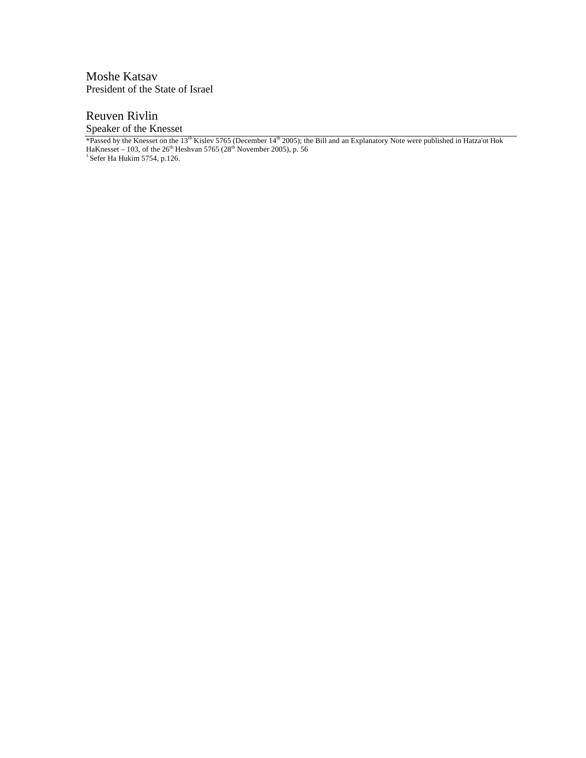Moshe Katsav
President of the State of Israel

Reuven Rivlin
Speaker of the Knesset

---

*Passed by the Knesset on the 13th Kislev 5765 (December 14th 2005); the Bill and an Explanatory Note were published in Hatza'ot Hok HaKnesset – 103, of the 26th Heshvan 5765 (28th November 2005), p. 56

[1] Sefer Ha Hukim 5754, p.126.